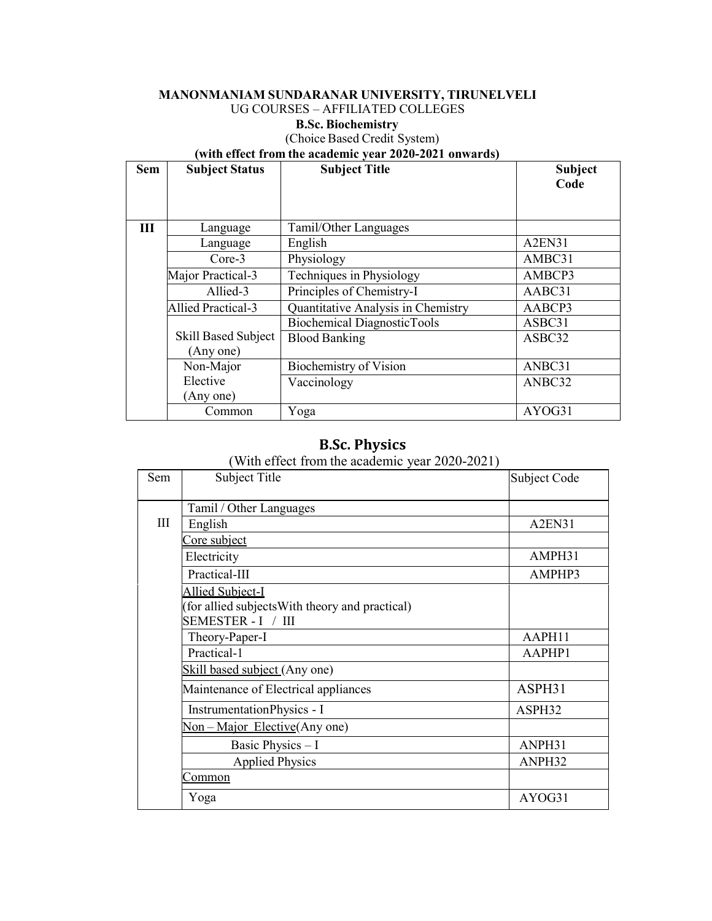**MANONMANIAM SUNDARANAR UNIVERSITY, TIRUNELVELI**

UG COURSES – AFFILIATED COLLEGES

**B.Sc. Biochemistry**

(Choice Based Credit System)

**(with effect from the academic year 2020-2021 onwards)**

| Sem | Subject Status | Subject Title | Subject Code |
|---|---|---|---|
| III | Language | Tamil/Other Languages | |
| | Language | English | A2EN31 |
| | Core-3 | Physiology | AMBC31 |
| | Major Practical-3 | Techniques in Physiology | AMBCP3 |
| | Allied-3 | Principles of Chemistry-I | AABC31 |
| | Allied Practical-3 | Quantitative Analysis in Chemistry | AABCP3 |
| | Skill Based Subject (Any one) | Biochemical DiagnosticTools | ASBC31 |
| | | Blood Banking | ASBC32 |
| | Non-Major Elective (Any one) | Biochemistry of Vision | ANBC31 |
| | | Vaccinology | ANBC32 |
| | Common | Yoga | AYOG31 |

## B.Sc. Physics

(With effect from the academic year 2020-2021)

| Sem | Subject Title | Subject Code |
|---|---|---|
| III | Tamil / Other Languages | |
| | English | A2EN31 |
| | Core subject | |
| | Electricity | AMPH31 |
| | Practical-III | AMPHP3 |
| | Allied Subject-I (for allied subjectsWith theory and practical) SEMESTER - I / III | |
| | Theory-Paper-I | AAPH11 |
| | Practical-1 | AAPHP1 |
| | Skill based subject (Any one) | |
| | Maintenance of Electrical appliances | ASPH31 |
| | InstrumentationPhysics - I | ASPH32 |
| | Non – Major Elective(Any one) | |
| | Basic Physics – I | ANPH31 |
| | Applied Physics | ANPH32 |
| | Common | |
| | Yoga | AYOG31 |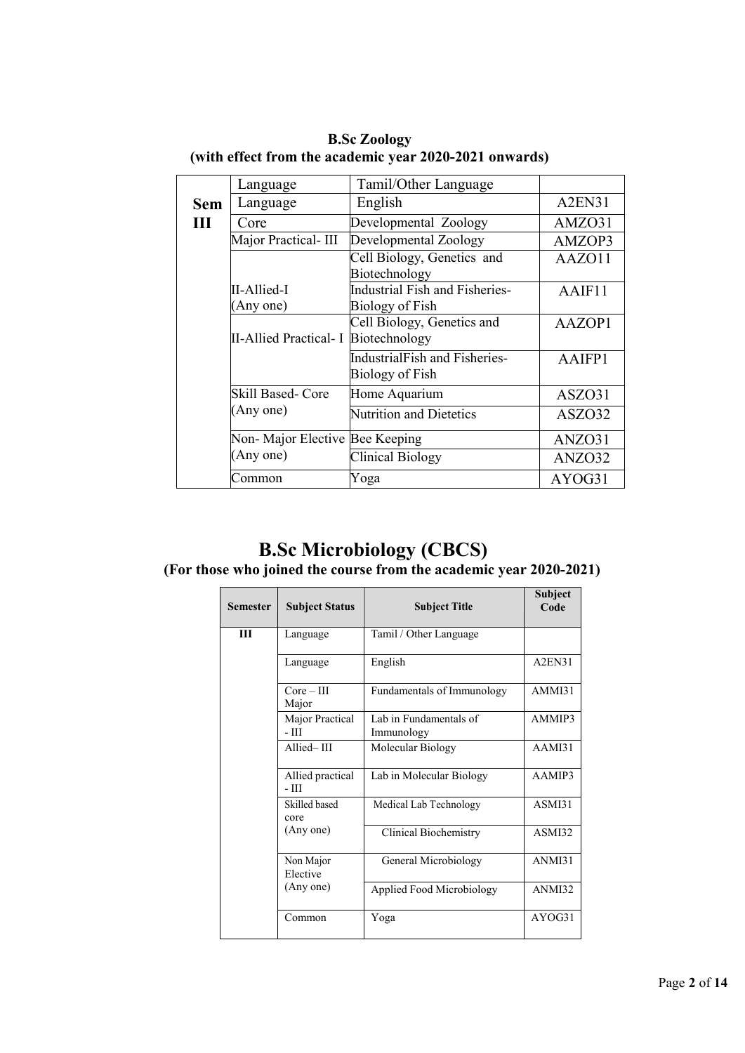**B.Sc Zoology**
**(with effect from the academic year 2020-2021 onwards)**

| | | | |
|---|---|---|---|
| **Sem III** | Language | Tamil/Other Language | |
| | Language | English | A2EN31 |
| | Core | Developmental Zoology | AMZO31 |
| | Major Practical- III | Developmental Zoology | AMZOP3 |
| | II-Allied-I (Any one) | Cell Biology, Genetics and Biotechnology | AAZO11 |
| | | Industrial Fish and Fisheries- Biology of Fish | AAIF11 |
| | II-Allied Practical- I | Cell Biology, Genetics and Biotechnology | AAZOP1 |
| | | IndustrialFish and Fisheries- Biology of Fish | AAIFP1 |
| | Skill Based- Core (Any one) | Home Aquarium | ASZO31 |
| | | Nutrition and Dietetics | ASZO32 |
| | Non- Major Elective (Any one) | Bee Keeping | ANZO31 |
| | | Clinical Biology | ANZO32 |
| | Common | Yoga | AYOG31 |

# B.Sc Microbiology (CBCS)

**(For those who joined the course from the academic year 2020-2021)**

| Semester | Subject Status | Subject Title | Subject Code |
|---|---|---|---|
| III | Language | Tamil / Other Language | |
| | Language | English | A2EN31 |
| | Core – III Major | Fundamentals of Immunology | AMMI31 |
| | Major Practical - III | Lab in Fundamentals of Immunology | AMMIP3 |
| | Allied– III | Molecular Biology | AAMI31 |
| | Allied practical - III | Lab in Molecular Biology | AAMIP3 |
| | Skilled based core (Any one) | Medical Lab Technology | ASMI31 |
| | | Clinical Biochemistry | ASMI32 |
| | Non Major Elective (Any one) | General Microbiology | ANMI31 |
| | | Applied Food Microbiology | ANMI32 |
| | Common | Yoga | AYOG31 |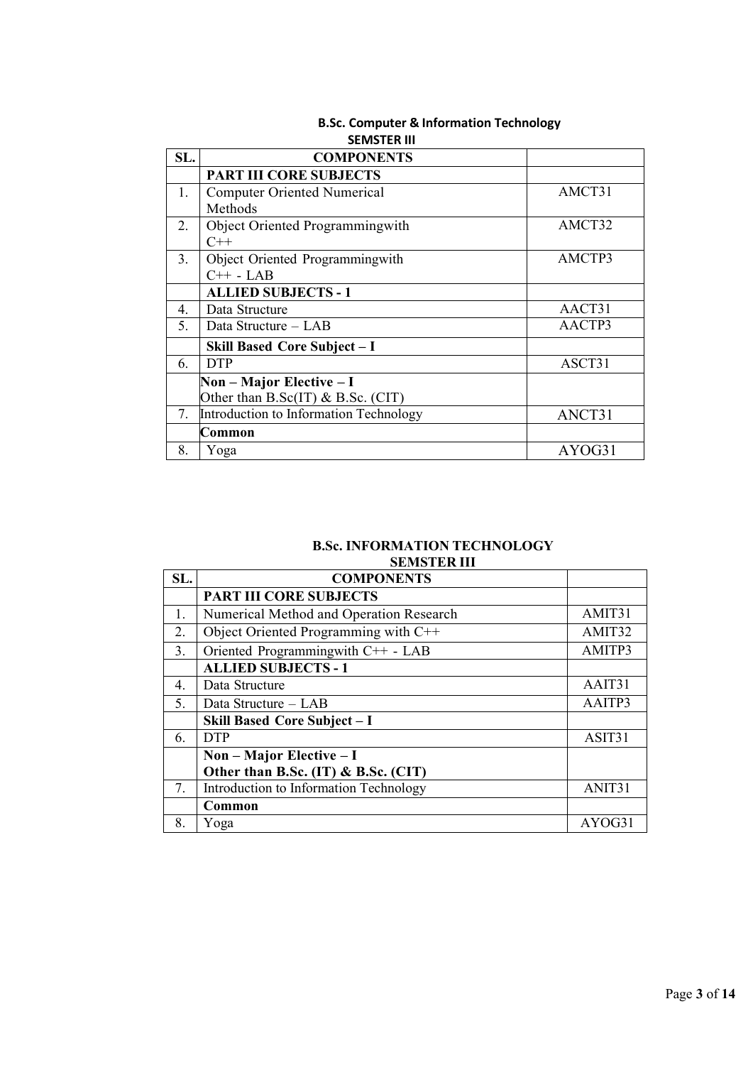## B.Sc. Computer & Information Technology

### SEMSTER III

| SL. | COMPONENTS | |
|---|---|---|
| | **PART III CORE SUBJECTS** | |
| 1. | Computer Oriented Numerical Methods | AMCT31 |
| 2. | Object Oriented Programmingwith C++ | AMCT32 |
| 3. | Object Oriented Programmingwith C++ - LAB | AMCTP3 |
| | **ALLIED SUBJECTS - 1** | |
| 4. | Data Structure | AACT31 |
| 5. | Data Structure – LAB | AACTP3 |
| | **Skill Based Core Subject – I** | |
| 6. | DTP | ASCT31 |
| | **Non – Major Elective – I** Other than B.Sc(IT) & B.Sc. (CIT) | |
| 7. | Introduction to Information Technology | ANCT31 |
| | **Common** | |
| 8. | Yoga | AYOG31 |

## B.Sc. INFORMATION TECHNOLOGY

### SEMSTER III

| SL. | COMPONENTS | |
|---|---|---|
| | **PART III CORE SUBJECTS** | |
| 1. | Numerical Method and Operation Research | AMIT31 |
| 2. | Object Oriented Programming with C++ | AMIT32 |
| 3. | Oriented Programmingwith C++ - LAB | AMITP3 |
| | **ALLIED SUBJECTS - 1** | |
| 4. | Data Structure | AAIT31 |
| 5. | Data Structure – LAB | AAITP3 |
| | **Skill Based Core Subject – I** | |
| 6. | DTP | ASIT31 |
| | **Non – Major Elective – I** **Other than B.Sc. (IT) & B.Sc. (CIT)** | |
| 7. | Introduction to Information Technology | ANIT31 |
| | **Common** | |
| 8. | Yoga | AYOG31 |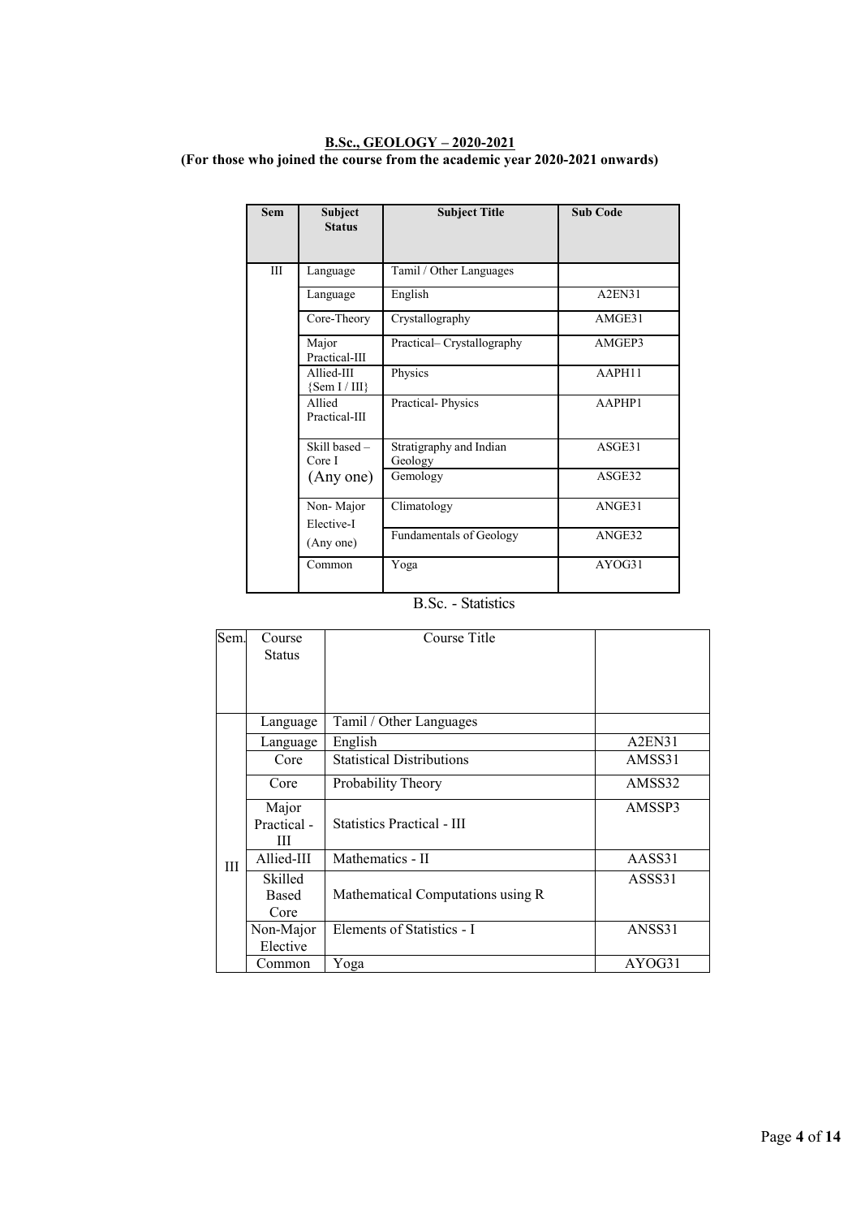**B.Sc., GEOLOGY – 2020-2021**
**(For those who joined the course from the academic year 2020-2021 onwards)**

| Sem | Subject Status | Subject Title | Sub Code |
|---|---|---|---|
| III | Language | Tamil / Other Languages | |
| | Language | English | A2EN31 |
| | Core-Theory | Crystallography | AMGE31 |
| | Major Practical-III | Practical– Crystallography | AMGEP3 |
| | Allied-III {Sem I / III} | Physics | AAPH11 |
| | Allied Practical-III | Practical- Physics | AAPHP1 |
| | Skill based – Core I (Any one) | Stratigraphy and Indian Geology | ASGE31 |
| | | Gemology | ASGE32 |
| | Non- Major Elective-I (Any one) | Climatology | ANGE31 |
| | | Fundamentals of Geology | ANGE32 |
| | Common | Yoga | AYOG31 |

B.Sc. - Statistics

| Sem. | Course Status | Course Title | |
|---|---|---|---|
| III | Language | Tamil / Other Languages | |
| | Language | English | A2EN31 |
| | Core | Statistical Distributions | AMSS31 |
| | Core | Probability Theory | AMSS32 |
| | Major Practical - III | Statistics Practical - III | AMSSP3 |
| | Allied-III | Mathematics - II | AASS31 |
| | Skilled Based Core | Mathematical Computations using R | ASSS31 |
| | Non-Major Elective | Elements of Statistics - I | ANSS31 |
| | Common | Yoga | AYOG31 |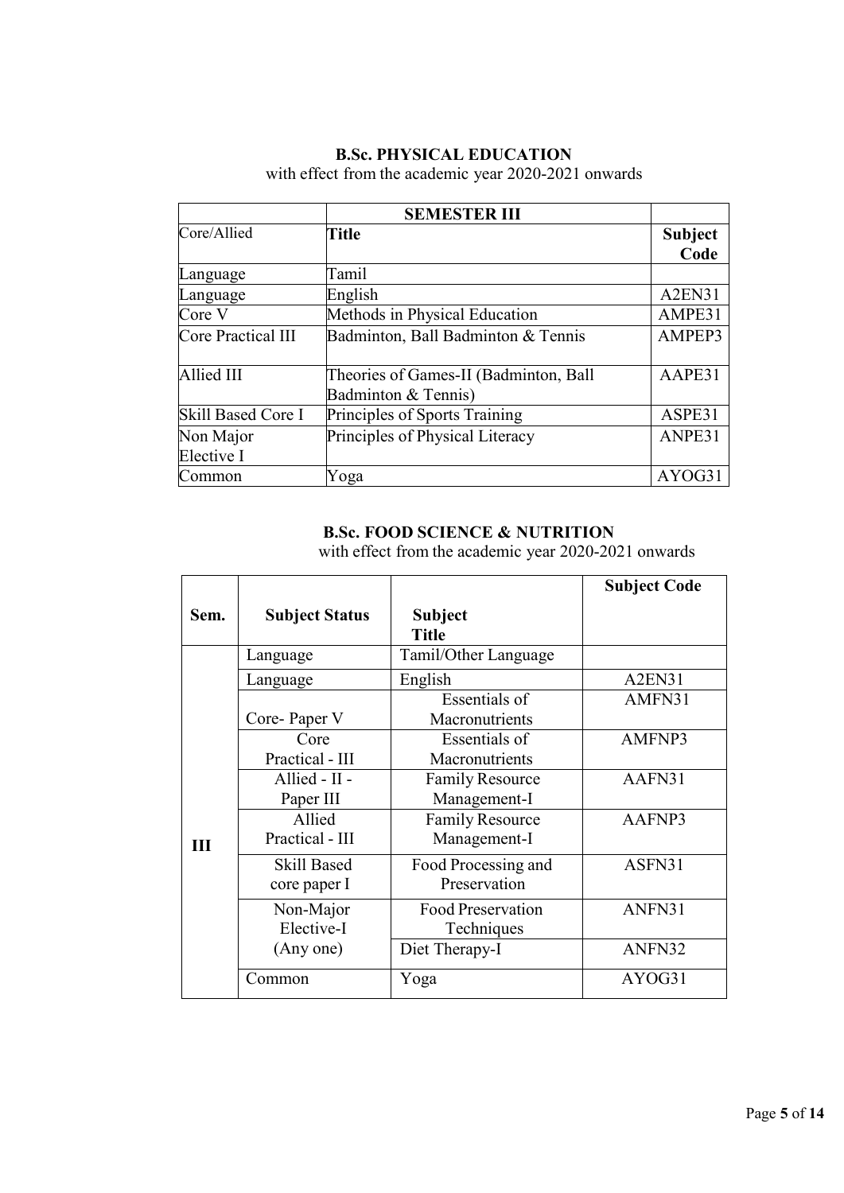**B.Sc. PHYSICAL EDUCATION**

with effect from the academic year 2020-2021 onwards

| | **SEMESTER III** | |
|---|---|---|
| Core/Allied | **Title** | **Subject Code** |
| Language | Tamil | |
| Language | English | A2EN31 |
| Core V | Methods in Physical Education | AMPE31 |
| Core Practical III | Badminton, Ball Badminton & Tennis | AMPEP3 |
| Allied III | Theories of Games-II (Badminton, Ball Badminton & Tennis) | AAPE31 |
| Skill Based Core I | Principles of Sports Training | ASPE31 |
| Non Major Elective I | Principles of Physical Literacy | ANPE31 |
| Common | Yoga | AYOG31 |

**B.Sc. FOOD SCIENCE & NUTRITION**

with effect from the academic year 2020-2021 onwards

| **Sem.** | **Subject Status** | **Subject Title** | **Subject Code** |
|---|---|---|---|
| III | Language | Tamil/Other Language | |
| | Language | English | A2EN31 |
| | Core- Paper V | Essentials of Macronutrients | AMFN31 |
| | Core Practical - III | Essentials of Macronutrients | AMFNP3 |
| | Allied - II - Paper III | Family Resource Management-I | AAFN31 |
| | Allied Practical - III | Family Resource Management-I | AAFNP3 |
| | Skill Based core paper I | Food Processing and Preservation | ASFN31 |
| | Non-Major Elective-I (Any one) | Food Preservation Techniques | ANFN31 |
| | | Diet Therapy-I | ANFN32 |
| | Common | Yoga | AYOG31 |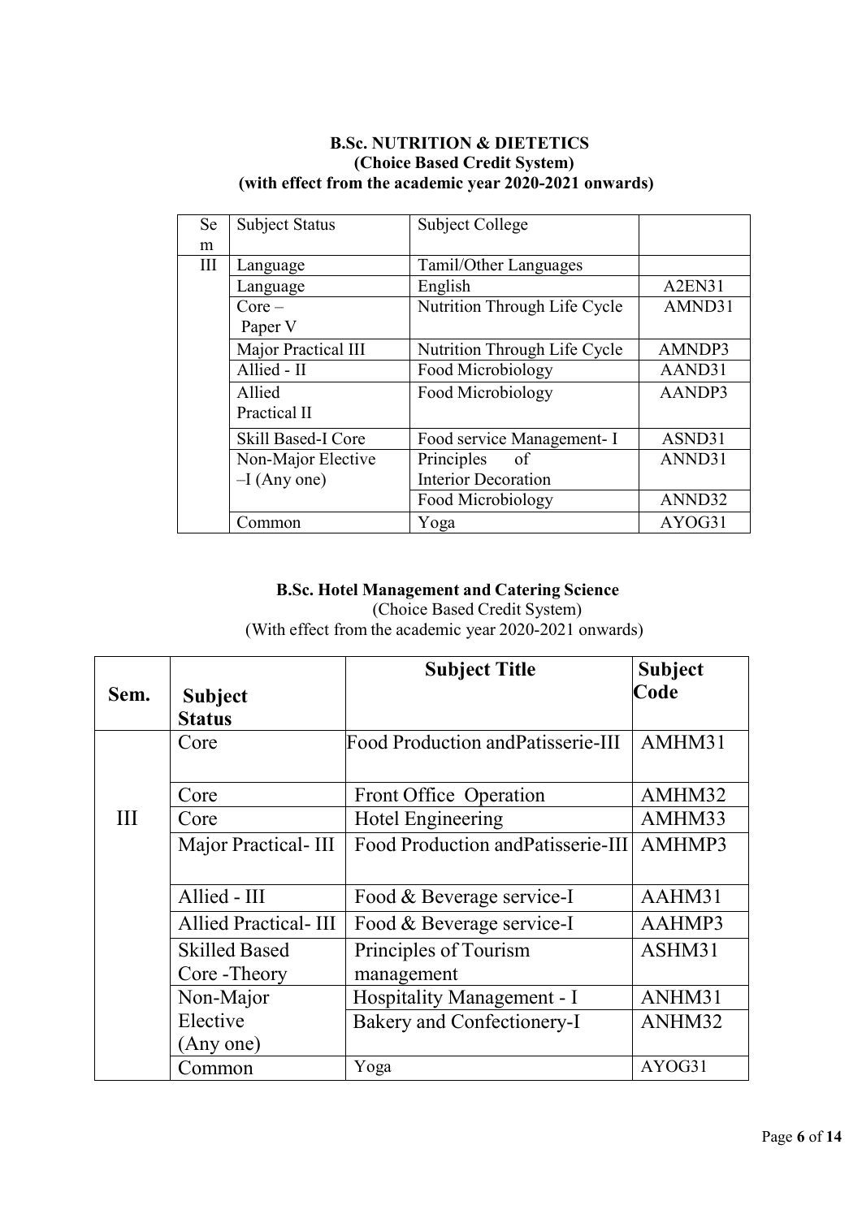**B.Sc. NUTRITION & DIETETICS**
**(Choice Based Credit System)**
**(with effect from the academic year 2020-2021 onwards)**

| Sem | Subject Status | Subject College | |
|---|---|---|---|
| III | Language | Tamil/Other Languages | |
| | Language | English | A2EN31 |
| | Core – Paper V | Nutrition Through Life Cycle | AMND31 |
| | Major Practical III | Nutrition Through Life Cycle | AMNDP3 |
| | Allied - II | Food Microbiology | AAND31 |
| | Allied Practical II | Food Microbiology | AANDP3 |
| | Skill Based-I Core | Food service Management- I | ASND31 |
| | Non-Major Elective –I (Any one) | Principles of Interior Decoration | ANND31 |
| | | Food Microbiology | ANND32 |
| | Common | Yoga | AYOG31 |

**B.Sc. Hotel Management and Catering Science**
(Choice Based Credit System)
(With effect from the academic year 2020-2021 onwards)

| Sem. | Subject Status | Subject Title | Subject Code |
|---|---|---|---|
| III | Core | Food Production andPatisserie-III | AMHM31 |
| | Core | Front Office Operation | AMHM32 |
| | Core | Hotel Engineering | AMHM33 |
| | Major Practical- III | Food Production andPatisserie-III | AMHMP3 |
| | Allied - III | Food & Beverage service-I | AAHM31 |
| | Allied Practical- III | Food & Beverage service-I | AAHMP3 |
| | Skilled Based Core -Theory | Principles of Tourism management | ASHM31 |
| | Non-Major Elective (Any one) | Hospitality Management - I | ANHM31 |
| | | Bakery and Confectionery-I | ANHM32 |
| | Common | Yoga | AYOG31 |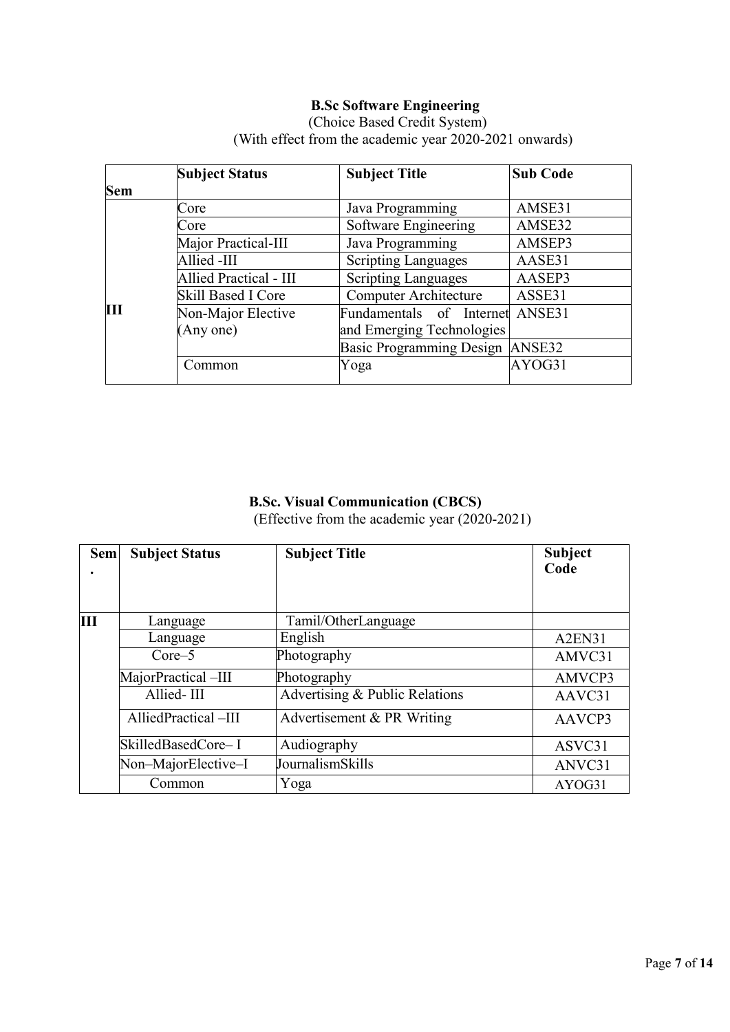**B.Sc Software Engineering**

(Choice Based Credit System)

(With effect from the academic year 2020-2021 onwards)

| Sem | Subject Status | Subject Title | Sub Code |
|---|---|---|---|
| III | Core | Java Programming | AMSE31 |
| | Core | Software Engineering | AMSE32 |
| | Major Practical-III | Java Programming | AMSEP3 |
| | Allied -III | Scripting Languages | AASE31 |
| | Allied Practical - III | Scripting Languages | AASEP3 |
| | Skill Based I Core | Computer Architecture | ASSE31 |
| | Non-Major Elective (Any one) | Fundamentals of Internet and Emerging Technologies | ANSE31 |
| | | Basic Programming Design | ANSE32 |
| | Common | Yoga | AYOG31 |

**B.Sc. Visual Communication (CBCS)**

(Effective from the academic year (2020-2021)

| Sem. | Subject Status | Subject Title | Subject Code |
|---|---|---|---|
| III | Language | Tamil/OtherLanguage | |
| | Language | English | A2EN31 |
| | Core–5 | Photography | AMVC31 |
| | MajorPractical –III | Photography | AMVCP3 |
| | Allied- III | Advertising & Public Relations | AAVC31 |
| | AlliedPractical –III | Advertisement & PR Writing | AAVCP3 |
| | SkilledBasedCore– I | Audiography | ASVC31 |
| | Non–MajorElective–I | JournalismSkills | ANVC31 |
| | Common | Yoga | AYOG31 |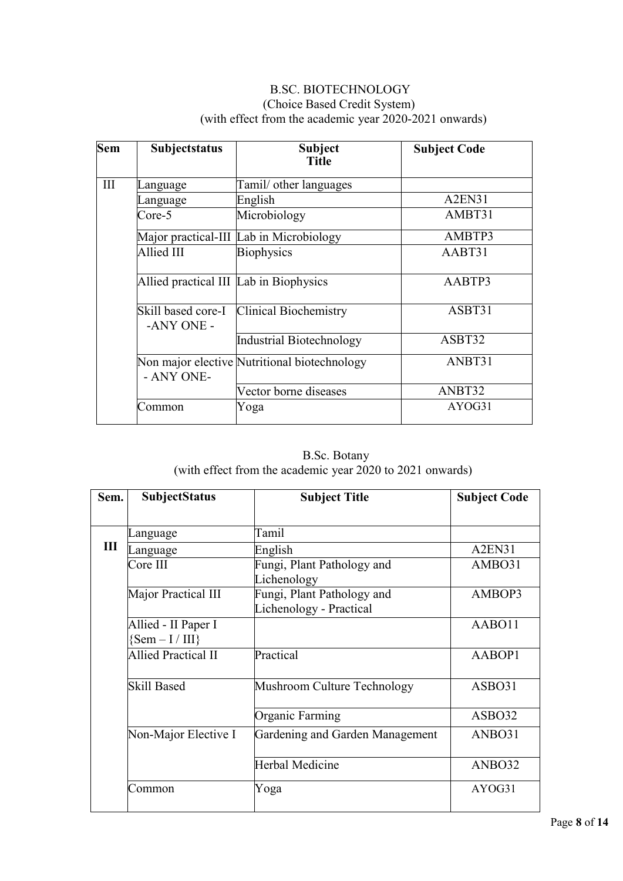B.SC. BIOTECHNOLOGY
(Choice Based Credit System)
(with effect from the academic year 2020-2021 onwards)

| Sem | Subjectstatus | Subject Title | Subject Code |
|---|---|---|---|
| III | Language | Tamil/ other languages | |
| | Language | English | A2EN31 |
| | Core-5 | Microbiology | AMBT31 |
| | Major practical-III | Lab in Microbiology | AMBTP3 |
| | Allied III | Biophysics | AABT31 |
| | Allied practical III | Lab in Biophysics | AABTP3 |
| | Skill based core-I -ANY ONE - | Clinical Biochemistry | ASBT31 |
| | | Industrial Biotechnology | ASBT32 |
| | Non major elective - ANY ONE- | Nutritional biotechnology | ANBT31 |
| | | Vector borne diseases | ANBT32 |
| | Common | Yoga | AYOG31 |

B.Sc. Botany
(with effect from the academic year 2020 to 2021 onwards)

| Sem. | SubjectStatus | Subject Title | Subject Code |
|---|---|---|---|
| III | Language | Tamil | |
| | Language | English | A2EN31 |
| | Core III | Fungi, Plant Pathology and Lichenology | AMBO31 |
| | Major Practical III | Fungi, Plant Pathology and Lichenology - Practical | AMBOP3 |
| | Allied - II Paper I {Sem – I / III} | | AABO11 |
| | Allied Practical II | Practical | AABOP1 |
| | Skill Based | Mushroom Culture Technology | ASBO31 |
| | | Organic Farming | ASBO32 |
| | Non-Major Elective I | Gardening and Garden Management | ANBO31 |
| | | Herbal Medicine | ANBO32 |
| | Common | Yoga | AYOG31 |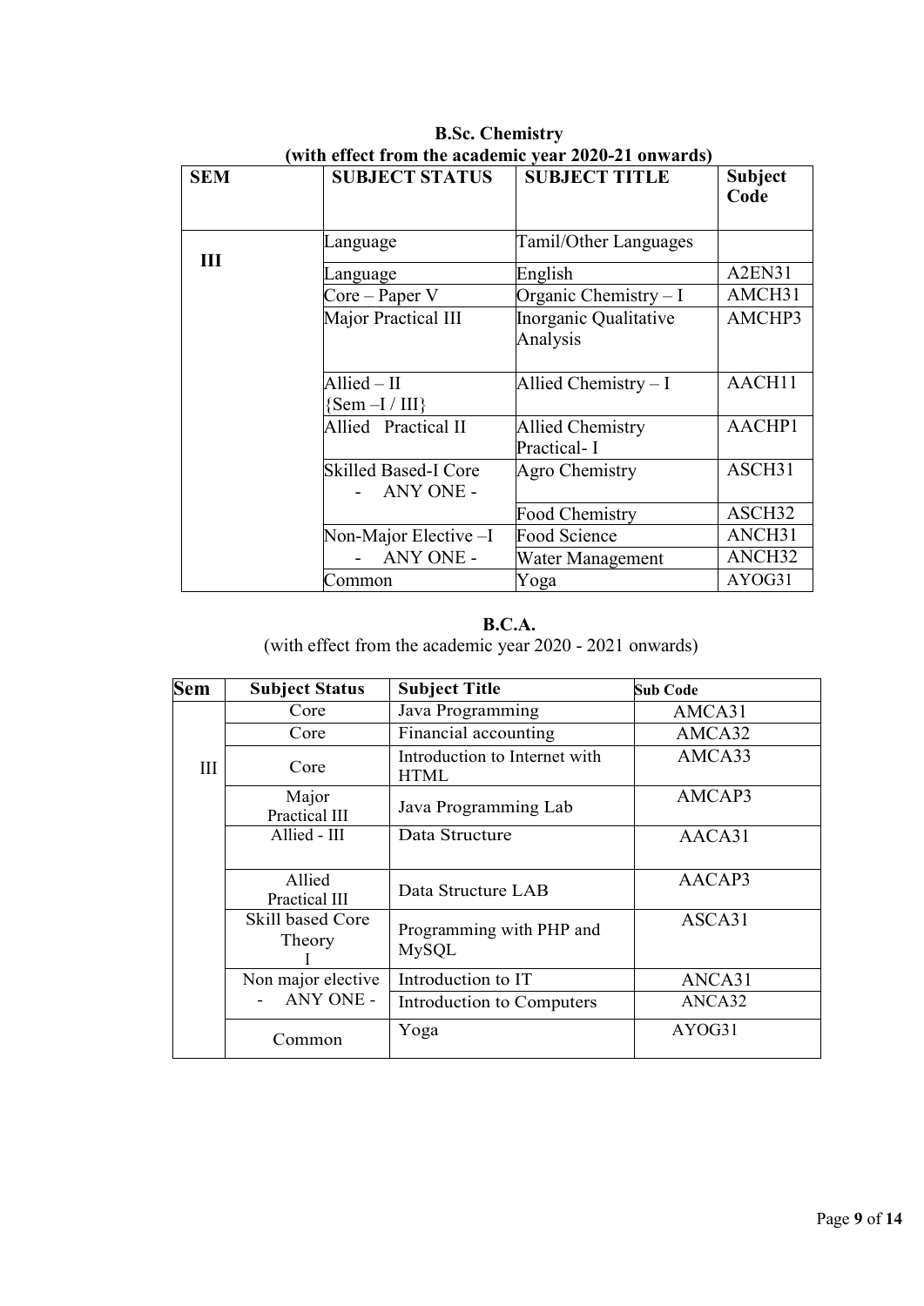**B.Sc. Chemistry**

**(with effect from the academic year 2020-21 onwards)**

| SEM | SUBJECT STATUS | SUBJECT TITLE | Subject Code |
|---|---|---|---|
| III | Language | Tamil/Other Languages | |
| | Language | English | A2EN31 |
| | Core – Paper V | Organic Chemistry – I | AMCH31 |
| | Major Practical III | Inorganic Qualitative Analysis | AMCHP3 |
| | Allied – II {Sem –I / III} | Allied Chemistry – I | AACH11 |
| | Allied Practical II | Allied Chemistry Practical- I | AACHP1 |
| | Skilled Based-I Core - ANY ONE - | Agro Chemistry | ASCH31 |
| | | Food Chemistry | ASCH32 |
| | Non-Major Elective –I - ANY ONE - | Food Science | ANCH31 |
| | | Water Management | ANCH32 |
| | Common | Yoga | AYOG31 |

**B.C.A.**

(with effect from the academic year 2020 - 2021 onwards)

| Sem | Subject Status | Subject Title | Sub Code |
|---|---|---|---|
| III | Core | Java Programming | AMCA31 |
| | Core | Financial accounting | AMCA32 |
| | Core | Introduction to Internet with HTML | AMCA33 |
| | Major Practical III | Java Programming Lab | AMCAP3 |
| | Allied - III | Data Structure | AACA31 |
| | Allied Practical III | Data Structure LAB | AACAP3 |
| | Skill based Core Theory I | Programming with PHP and MySQL | ASCA31 |
| | Non major elective - ANY ONE - | Introduction to IT | ANCA31 |
| | | Introduction to Computers | ANCA32 |
| | Common | Yoga | AYOG31 |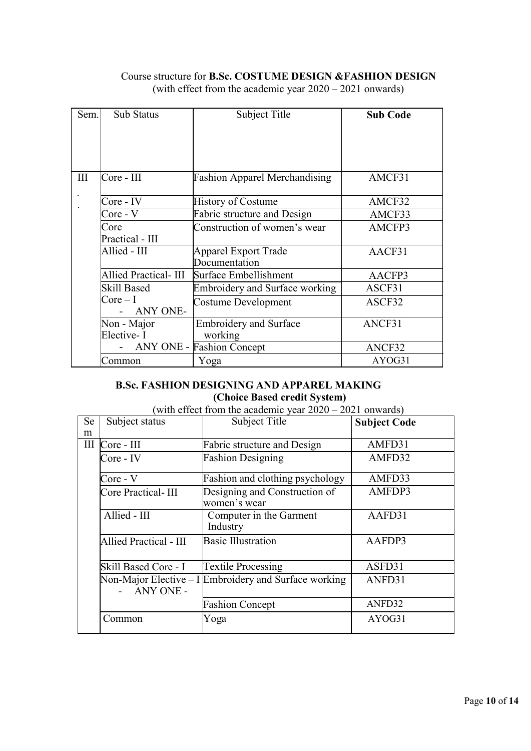Course structure for **B.Sc. COSTUME DESIGN &FASHION DESIGN**
(with effect from the academic year 2020 – 2021 onwards)

| Sem. | Sub Status | Subject Title | **Sub Code** |
|---|---|---|---|
| III | Core - III | Fashion Apparel Merchandising | AMCF31 |
| | Core - IV | History of Costume | AMCF32 |
| | Core - V | Fabric structure and Design | AMCF33 |
| | Core Practical - III | Construction of women's wear | AMCFP3 |
| | Allied - III | Apparel Export Trade Documentation | AACF31 |
| | Allied Practical- III | Surface Embellishment | AACFP3 |
| | Skill Based Core – I - ANY ONE- | Embroidery and Surface working | ASCF31 |
| | | Costume Development | ASCF32 |
| | Non - Major Elective- I - ANY ONE - | Embroidery and Surface working | ANCF31 |
| | | Fashion Concept | ANCF32 |
| | Common | Yoga | AYOG31 |

**B.Sc. FASHION DESIGNING AND APPAREL MAKING**
**(Choice Based credit System)**
(with effect from the academic year 2020 – 2021 onwards)

| Sem | Subject status | Subject Title | **Subject Code** |
|---|---|---|---|
| III | Core - III | Fabric structure and Design | AMFD31 |
| | Core - IV | Fashion Designing | AMFD32 |
| | Core - V | Fashion and clothing psychology | AMFD33 |
| | Core Practical- III | Designing and Construction of women's wear | AMFDP3 |
| | Allied - III | Computer in the Garment Industry | AAFD31 |
| | Allied Practical - III | Basic Illustration | AAFDP3 |
| | Skill Based Core - I | Textile Processing | ASFD31 |
| | Non-Major Elective – I - ANY ONE - | Embroidery and Surface working | ANFD31 |
| | | Fashion Concept | ANFD32 |
| | Common | Yoga | AYOG31 |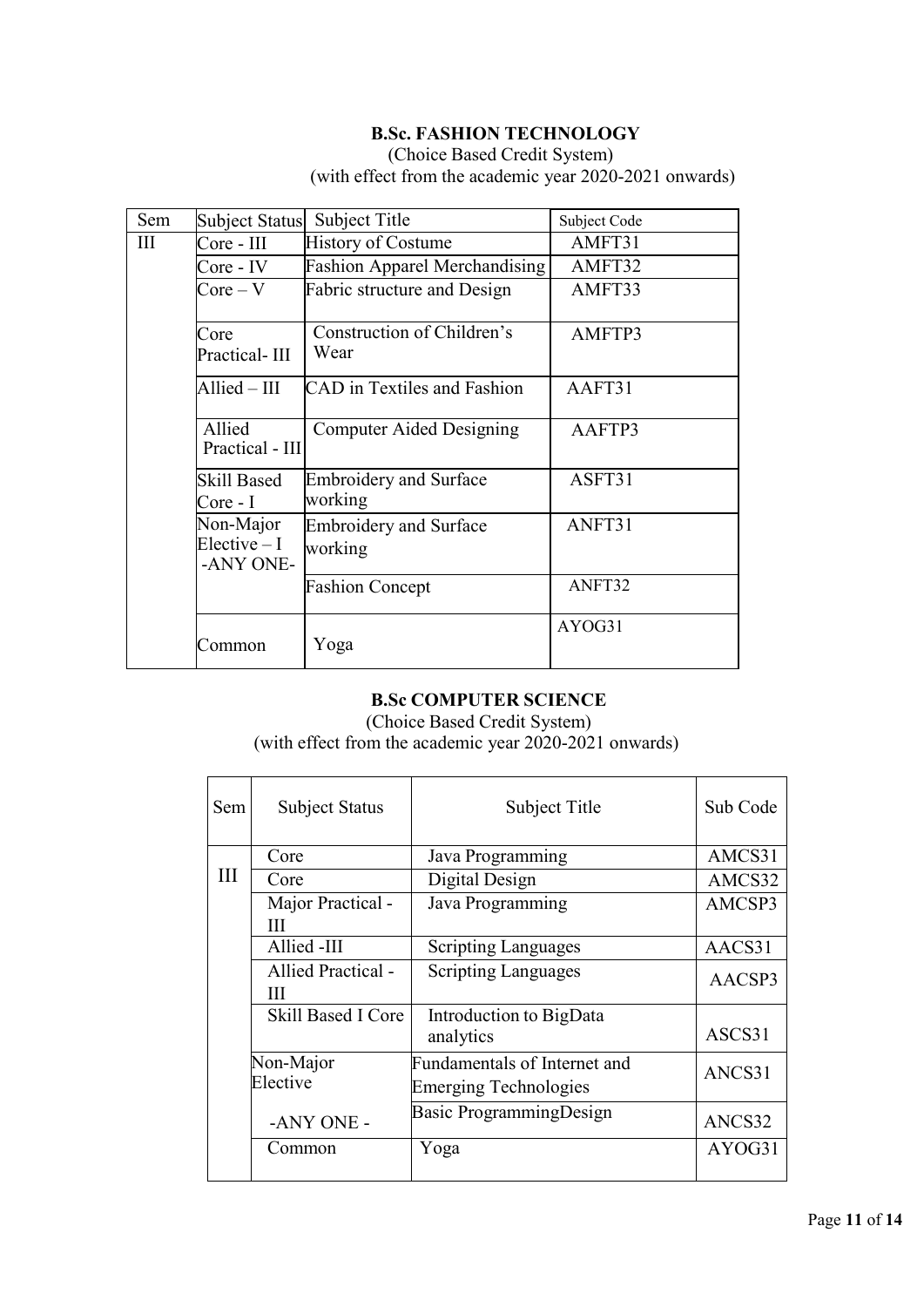**B.Sc. FASHION TECHNOLOGY**

(Choice Based Credit System)
(with effect from the academic year 2020-2021 onwards)

| Sem | Subject Status | Subject Title | Subject Code |
|---|---|---|---|
| III | Core - III | History of Costume | AMFT31 |
| | Core - IV | Fashion Apparel Merchandising | AMFT32 |
| | Core – V | Fabric structure and Design | AMFT33 |
| | Core Practical- III | Construction of Children's Wear | AMFTP3 |
| | Allied – III | CAD in Textiles and Fashion | AAFT31 |
| | Allied Practical - III | Computer Aided Designing | AAFTP3 |
| | Skill Based Core - I | Embroidery and Surface working | ASFT31 |
| | Non-Major Elective – I -ANY ONE- | Embroidery and Surface working | ANFT31 |
| | | Fashion Concept | ANFT32 |
| | Common | Yoga | AYOG31 |

**B.Sc COMPUTER SCIENCE**

(Choice Based Credit System)
(with effect from the academic year 2020-2021 onwards)

| Sem | Subject Status | Subject Title | Sub Code |
|---|---|---|---|
| III | Core | Java Programming | AMCS31 |
| | Core | Digital Design | AMCS32 |
| | Major Practical - III | Java Programming | AMCSP3 |
| | Allied -III | Scripting Languages | AACS31 |
| | Allied Practical - III | Scripting Languages | AACSP3 |
| | Skill Based I Core | Introduction to BigData analytics | ASCS31 |
| | Non-Major Elective | Fundamentals of Internet and Emerging Technologies | ANCS31 |
| | -ANY ONE - | Basic ProgrammingDesign | ANCS32 |
| | Common | Yoga | AYOG31 |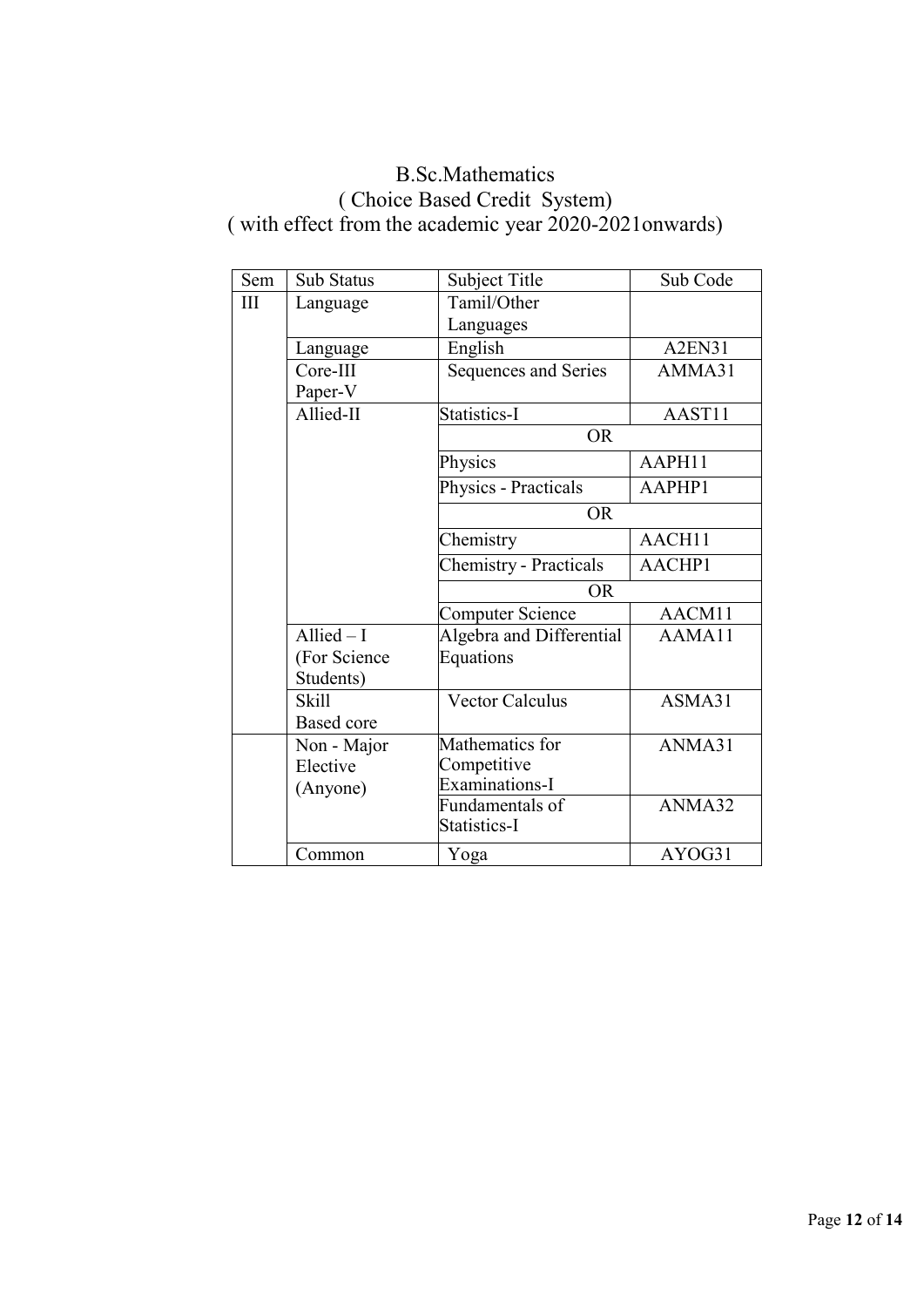# B.Sc.Mathematics

## ( Choice Based Credit System)

## ( with effect from the academic year 2020-2021onwards)

| Sem | Sub Status | Subject Title | Sub Code |
|---|---|---|---|
| III | Language | Tamil/Other Languages | |
| | Language | English | A2EN31 |
| | Core-III Paper-V | Sequences and Series | AMMA31 |
| | Allied-II | Statistics-I | AAST11 |
| | | OR | |
| | | Physics | AAPH11 |
| | | Physics - Practicals | AAPHP1 |
| | | OR | |
| | | Chemistry | AACH11 |
| | | Chemistry - Practicals | AACHP1 |
| | | OR | |
| | | Computer Science | AACM11 |
| | Allied – I (For Science Students) | Algebra and Differential Equations | AAMA11 |
| | Skill Based core | Vector Calculus | ASMA31 |
| | Non - Major Elective (Anyone) | Mathematics for Competitive Examinations-I | ANMA31 |
| | | Fundamentals of Statistics-I | ANMA32 |
| | Common | Yoga | AYOG31 |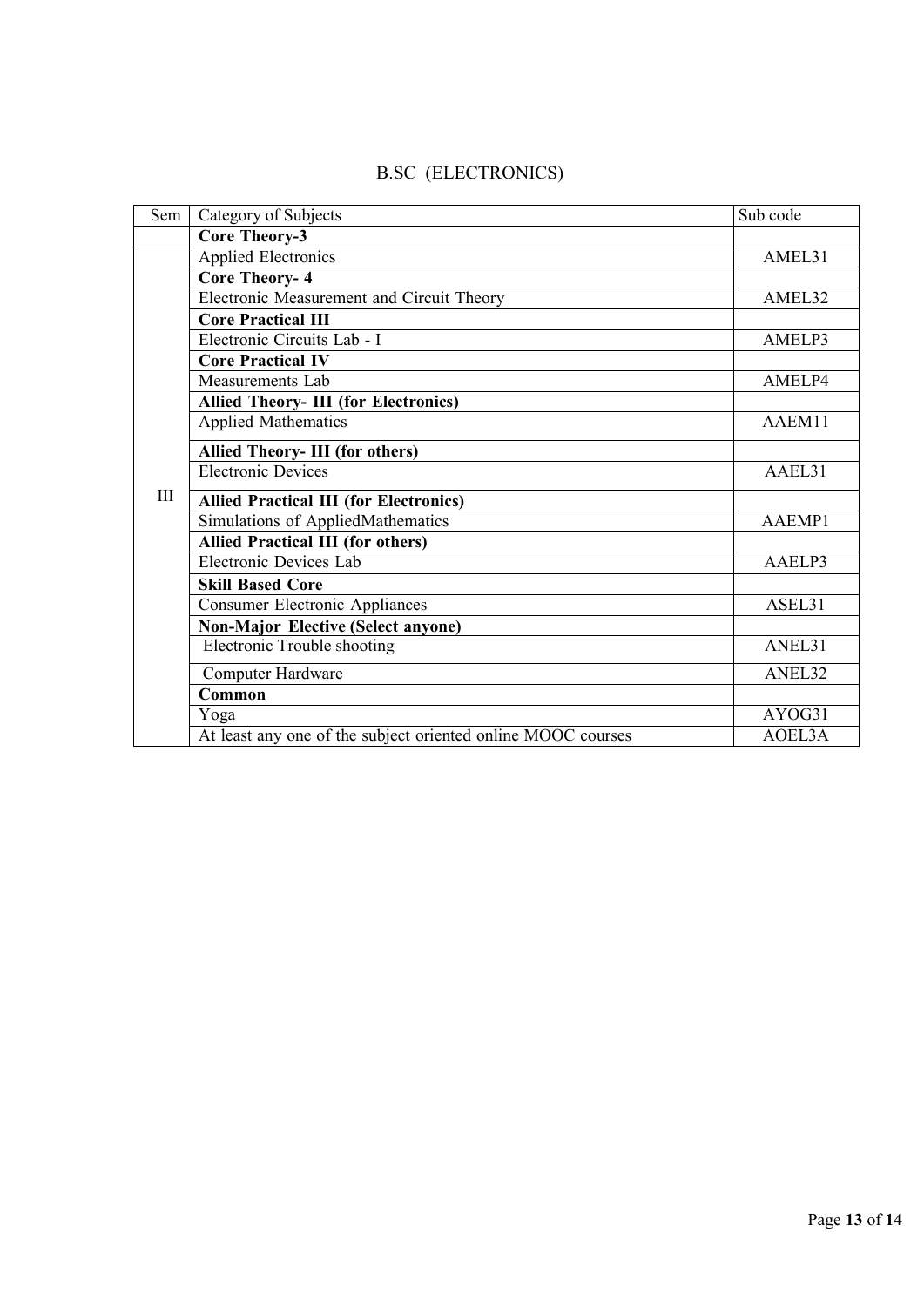# B.SC (ELECTRONICS)

| Sem | Category of Subjects | Sub code |
|---|---|---|
| | **Core Theory-3** | |
| III | Applied Electronics | AMEL31 |
| | **Core Theory- 4** | |
| | Electronic Measurement and Circuit Theory | AMEL32 |
| | **Core Practical III** | |
| | Electronic Circuits Lab - I | AMELP3 |
| | **Core Practical IV** | |
| | Measurements Lab | AMELP4 |
| | **Allied Theory- III (for Electronics)** | |
| | Applied Mathematics | AAEM11 |
| | **Allied Theory- III (for others)** | |
| | Electronic Devices | AAEL31 |
| | **Allied Practical III (for Electronics)** | |
| | Simulations of AppliedMathematics | AAEMP1 |
| | **Allied Practical III (for others)** | |
| | Electronic Devices Lab | AAELP3 |
| | **Skill Based Core** | |
| | Consumer Electronic Appliances | ASEL31 |
| | **Non-Major Elective (Select anyone)** | |
| | Electronic Trouble shooting | ANEL31 |
| | Computer Hardware | ANEL32 |
| | **Common** | |
| | Yoga | AYOG31 |
| | At least any one of the subject oriented online MOOC courses | AOEL3A |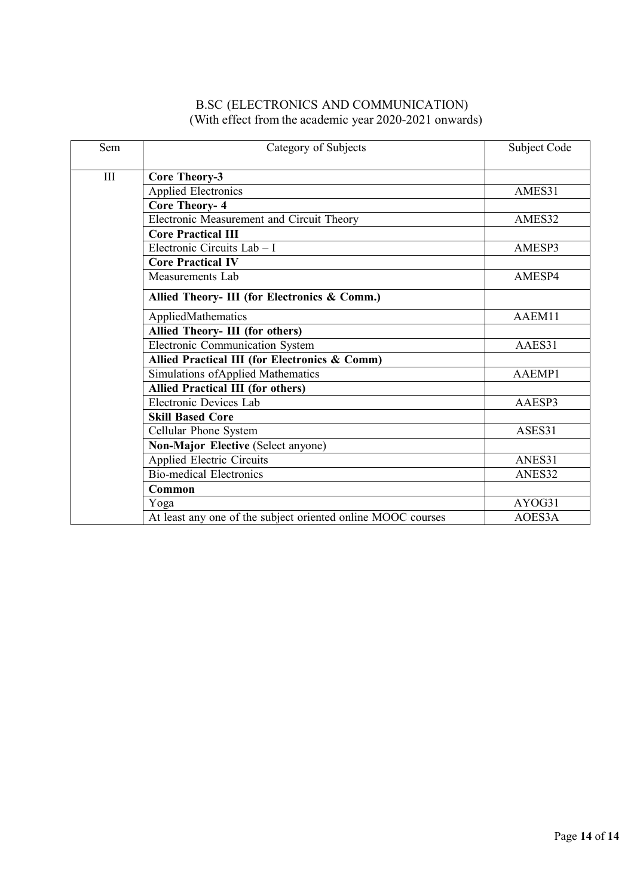B.SC (ELECTRONICS AND COMMUNICATION)
(With effect from the academic year 2020-2021 onwards)

| Sem | Category of Subjects | Subject Code |
|---|---|---|
| III | **Core Theory-3** | |
| | Applied Electronics | AMES31 |
| | **Core Theory- 4** | |
| | Electronic Measurement and Circuit Theory | AMES32 |
| | **Core Practical III** | |
| | Electronic Circuits Lab – I | AMESP3 |
| | **Core Practical IV** | |
| | Measurements Lab | AMESP4 |
| | **Allied Theory- III (for Electronics & Comm.)** | |
| | AppliedMathematics | AAEM11 |
| | **Allied Theory- III (for others)** | |
| | Electronic Communication System | AAES31 |
| | **Allied Practical III (for Electronics & Comm)** | |
| | Simulations ofApplied Mathematics | AAEMP1 |
| | **Allied Practical III (for others)** | |
| | Electronic Devices Lab | AAESP3 |
| | **Skill Based Core** | |
| | Cellular Phone System | ASES31 |
| | **Non-Major Elective** (Select anyone) | |
| | Applied Electric Circuits | ANES31 |
| | Bio-medical Electronics | ANES32 |
| | **Common** | |
| | Yoga | AYOG31 |
| | At least any one of the subject oriented online MOOC courses | AOES3A |